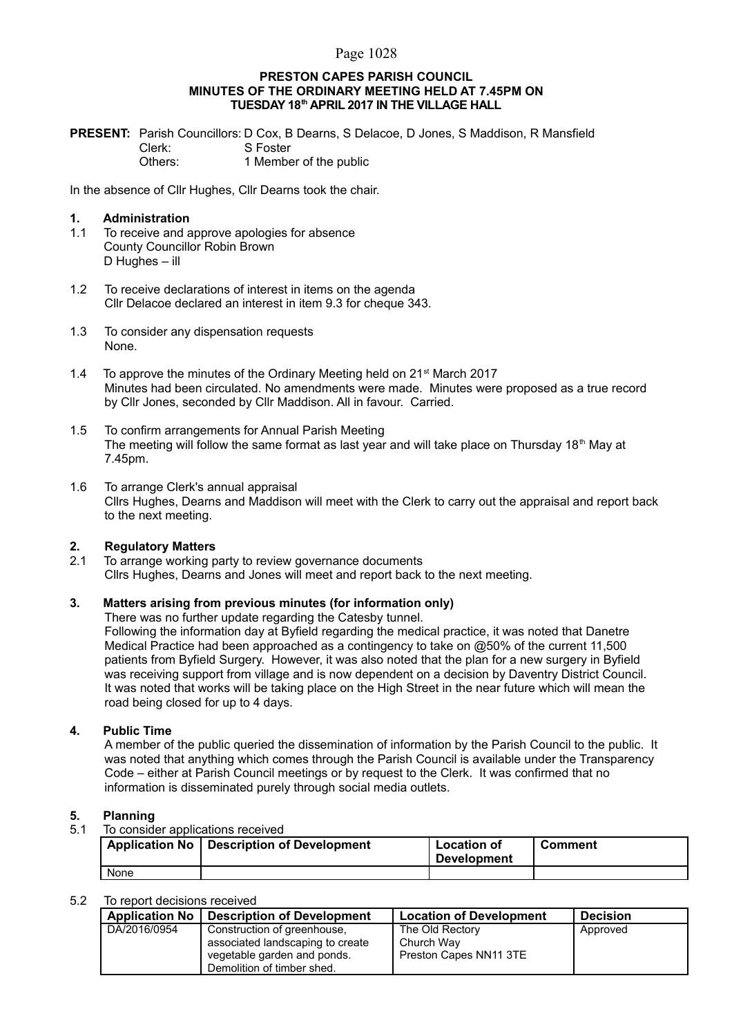**PRESTON CAPES PARISH COUNCIL**
**MINUTES OF THE ORDINARY MEETING HELD AT 7.45PM ON**
**TUESDAY 18th APRIL 2017 IN THE VILLAGE HALL**

**PRESENT:** Parish Councillors: D Cox, B Dearns, S Delacoe, D Jones, S Maddison, R Mansfield
Clerk: S Foster
Others: 1 Member of the public

In the absence of Cllr Hughes, Cllr Dearns took the chair.

## 1. Administration

1.1 To receive and approve apologies for absence
County Councillor Robin Brown
D Hughes – ill

1.2 To receive declarations of interest in items on the agenda
Cllr Delacoe declared an interest in item 9.3 for cheque 343.

1.3 To consider any dispensation requests
None.

1.4 To approve the minutes of the Ordinary Meeting held on 21st March 2017
Minutes had been circulated. No amendments were made. Minutes were proposed as a true record by Cllr Jones, seconded by Cllr Maddison. All in favour. Carried.

1.5 To confirm arrangements for Annual Parish Meeting
The meeting will follow the same format as last year and will take place on Thursday 18th May at 7.45pm.

1.6 To arrange Clerk's annual appraisal
Cllrs Hughes, Dearns and Maddison will meet with the Clerk to carry out the appraisal and report back to the next meeting.

## 2. Regulatory Matters

2.1 To arrange working party to review governance documents
Cllrs Hughes, Dearns and Jones will meet and report back to the next meeting.

## 3. Matters arising from previous minutes (for information only)

There was no further update regarding the Catesby tunnel.
Following the information day at Byfield regarding the medical practice, it was noted that Danetre Medical Practice had been approached as a contingency to take on @50% of the current 11,500 patients from Byfield Surgery. However, it was also noted that the plan for a new surgery in Byfield was receiving support from village and is now dependent on a decision by Daventry District Council. It was noted that works will be taking place on the High Street in the near future which will mean the road being closed for up to 4 days.

## 4. Public Time

A member of the public queried the dissemination of information by the Parish Council to the public. It was noted that anything which comes through the Parish Council is available under the Transparency Code – either at Parish Council meetings or by request to the Clerk. It was confirmed that no information is disseminated purely through social media outlets.

## 5. Planning

5.1 To consider applications received

| Application No | Description of Development | Location of Development | Comment |
|---|---|---|---|
| None | | | |

5.2 To report decisions received

| Application No | Description of Development | Location of Development | Decision |
|---|---|---|---|
| DA/2016/0954 | Construction of greenhouse, associated landscaping to create vegetable garden and ponds. Demolition of timber shed. | The Old Rectory Church Way Preston Capes NN11 3TE | Approved |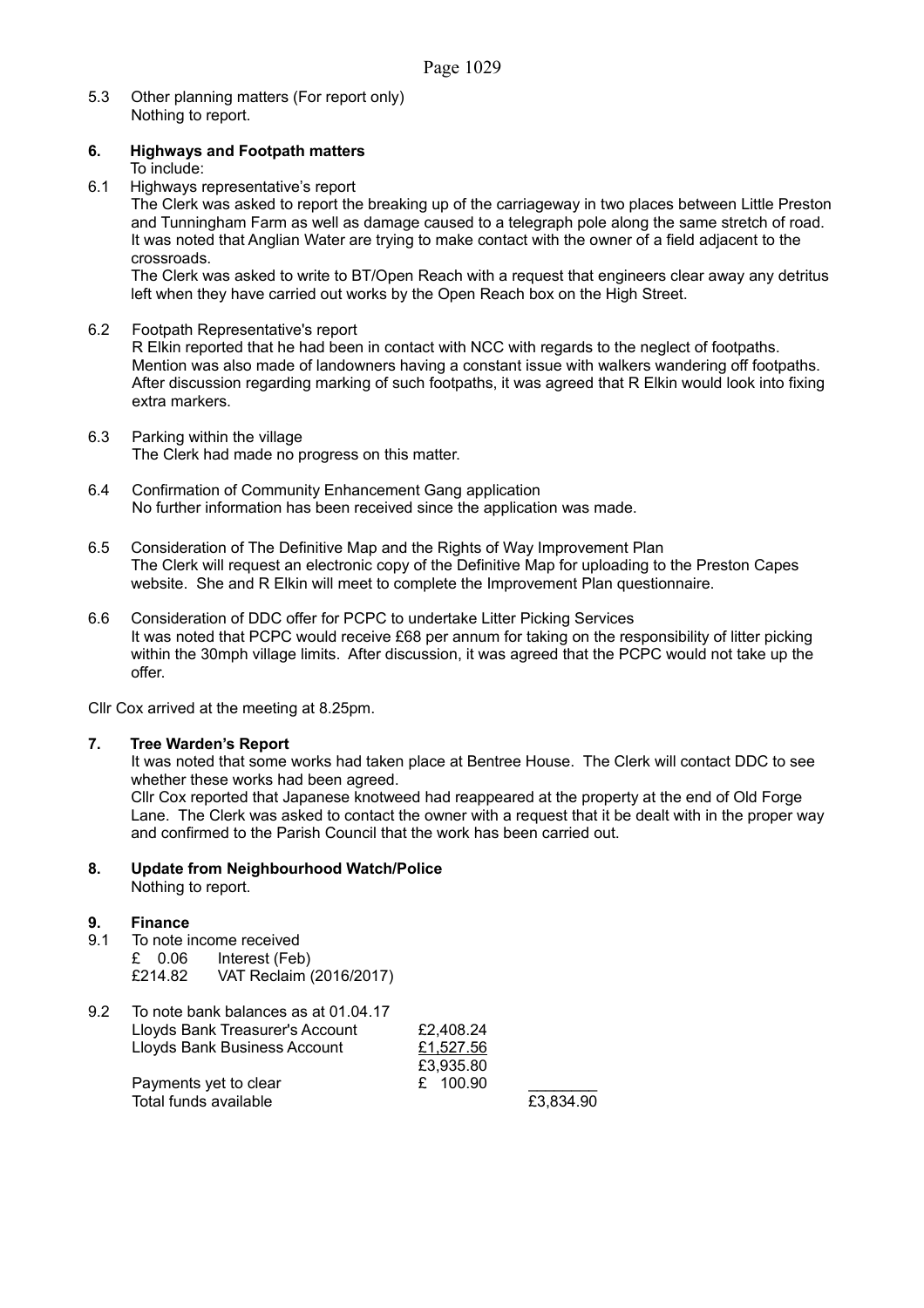5.3 Other planning matters (For report only)
Nothing to report.

**6. Highways and Footpath matters**

To include:

6.1 Highways representative's report

The Clerk was asked to report the breaking up of the carriageway in two places between Little Preston and Tunningham Farm as well as damage caused to a telegraph pole along the same stretch of road. It was noted that Anglian Water are trying to make contact with the owner of a field adjacent to the crossroads.

The Clerk was asked to write to BT/Open Reach with a request that engineers clear away any detritus left when they have carried out works by the Open Reach box on the High Street.

6.2 Footpath Representative's report

R Elkin reported that he had been in contact with NCC with regards to the neglect of footpaths. Mention was also made of landowners having a constant issue with walkers wandering off footpaths. After discussion regarding marking of such footpaths, it was agreed that R Elkin would look into fixing extra markers.

6.3 Parking within the village

The Clerk had made no progress on this matter.

6.4 Confirmation of Community Enhancement Gang application

No further information has been received since the application was made.

6.5 Consideration of The Definitive Map and the Rights of Way Improvement Plan

The Clerk will request an electronic copy of the Definitive Map for uploading to the Preston Capes website. She and R Elkin will meet to complete the Improvement Plan questionnaire.

6.6 Consideration of DDC offer for PCPC to undertake Litter Picking Services

It was noted that PCPC would receive £68 per annum for taking on the responsibility of litter picking within the 30mph village limits. After discussion, it was agreed that the PCPC would not take up the offer.

Cllr Cox arrived at the meeting at 8.25pm.

**7. Tree Warden's Report**

It was noted that some works had taken place at Bentree House. The Clerk will contact DDC to see whether these works had been agreed.

Cllr Cox reported that Japanese knotweed had reappeared at the property at the end of Old Forge Lane. The Clerk was asked to contact the owner with a request that it be dealt with in the proper way and confirmed to the Parish Council that the work has been carried out.

**8. Update from Neighbourhood Watch/Police**

Nothing to report.

**9. Finance**

9.1 To note income received

| | |
|---|---|
| £ 0.06 | Interest (Feb) |
| £214.82 | VAT Reclaim (2016/2017) |

9.2 To note bank balances as at 01.04.17

| | | |
|---|---|---|
| Lloyds Bank Treasurer's Account | £2,408.24 | |
| Lloyds Bank Business Account | £1,527.56 | |
| | £3,935.80 | |
| Payments yet to clear | £ 100.90 | |
| Total funds available | | £3,834.90 |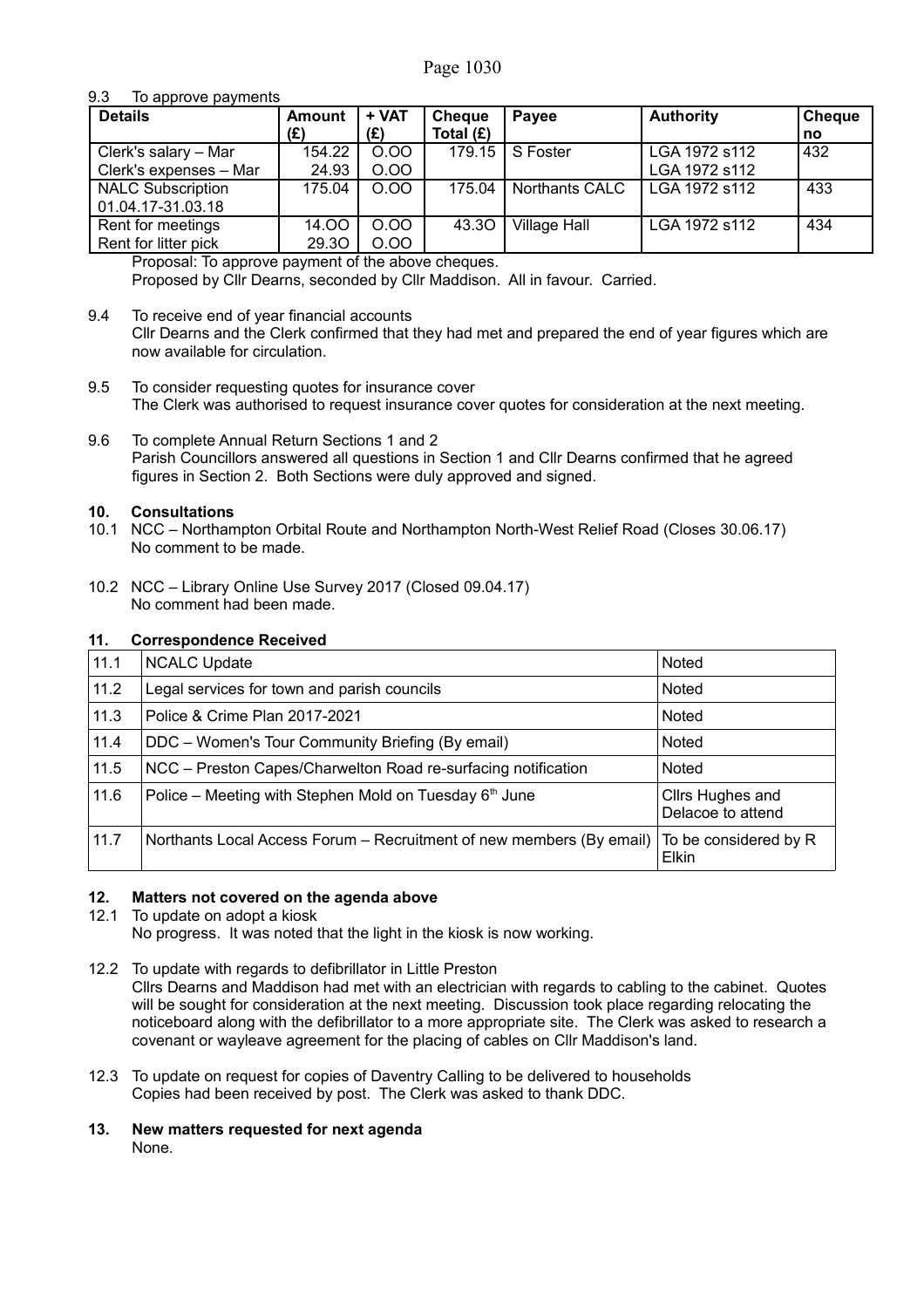9.3 To approve payments

| Details | Amount (£) | + VAT (£) | Cheque Total (£) | Payee | Authority | Cheque no |
|---|---|---|---|---|---|---|
| Clerk's salary – Mar<br>Clerk's expenses – Mar | 154.22<br>24.93 | O.OO<br>O.OO | 179.15 | S Foster | LGA 1972 s112<br>LGA 1972 s112 | 432 |
| NALC Subscription 01.04.17-31.03.18 | 175.04 | O.OO | 175.04 | Northants CALC | LGA 1972 s112 | 433 |
| Rent for meetings<br>Rent for litter pick | 14.OO<br>29.3O | O.OO<br>O.OO | 43.3O | Village Hall | LGA 1972 s112 | 434 |

Proposal: To approve payment of the above cheques.
Proposed by Cllr Dearns, seconded by Cllr Maddison. All in favour. Carried.

9.4 To receive end of year financial accounts
Cllr Dearns and the Clerk confirmed that they had met and prepared the end of year figures which are now available for circulation.

9.5 To consider requesting quotes for insurance cover
The Clerk was authorised to request insurance cover quotes for consideration at the next meeting.

9.6 To complete Annual Return Sections 1 and 2
Parish Councillors answered all questions in Section 1 and Cllr Dearns confirmed that he agreed figures in Section 2. Both Sections were duly approved and signed.

## 10. Consultations

10.1 NCC – Northampton Orbital Route and Northampton North-West Relief Road (Closes 30.06.17)
No comment to be made.

10.2 NCC – Library Online Use Survey 2017 (Closed 09.04.17)
No comment had been made.

## 11. Correspondence Received

| | | |
|---|---|---|
| 11.1 | NCALC Update | Noted |
| 11.2 | Legal services for town and parish councils | Noted |
| 11.3 | Police & Crime Plan 2017-2021 | Noted |
| 11.4 | DDC – Women's Tour Community Briefing (By email) | Noted |
| 11.5 | NCC – Preston Capes/Charwelton Road re-surfacing notification | Noted |
| 11.6 | Police – Meeting with Stephen Mold on Tuesday 6th June | Cllrs Hughes and Delacoe to attend |
| 11.7 | Northants Local Access Forum – Recruitment of new members (By email) | To be considered by R Elkin |

## 12. Matters not covered on the agenda above

12.1 To update on adopt a kiosk
No progress. It was noted that the light in the kiosk is now working.

12.2 To update with regards to defibrillator in Little Preston
Cllrs Dearns and Maddison had met with an electrician with regards to cabling to the cabinet. Quotes will be sought for consideration at the next meeting. Discussion took place regarding relocating the noticeboard along with the defibrillator to a more appropriate site. The Clerk was asked to research a covenant or wayleave agreement for the placing of cables on Cllr Maddison's land.

12.3 To update on request for copies of Daventry Calling to be delivered to households
Copies had been received by post. The Clerk was asked to thank DDC.

## 13. New matters requested for next agenda

None.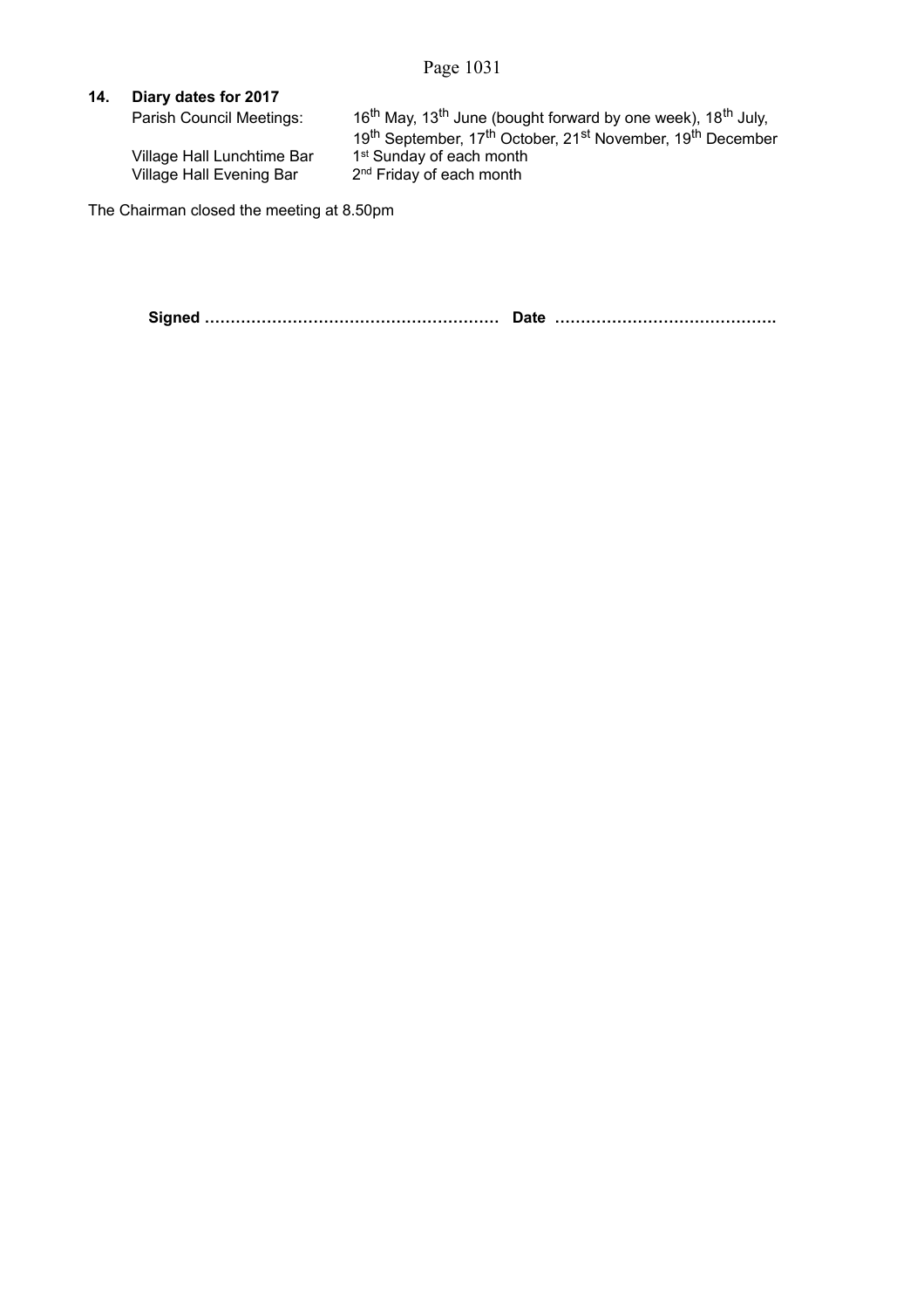**14. Diary dates for 2017**

| | |
|---|---|
| Parish Council Meetings: | 16th May, 13th June (bought forward by one week), 18th July, 19th September, 17th October, 21st November, 19th December |
| Village Hall Lunchtime Bar | 1st Sunday of each month |
| Village Hall Evening Bar | 2nd Friday of each month |

The Chairman closed the meeting at 8.50pm

**Signed ……………………………………………… Date …………………………………….**